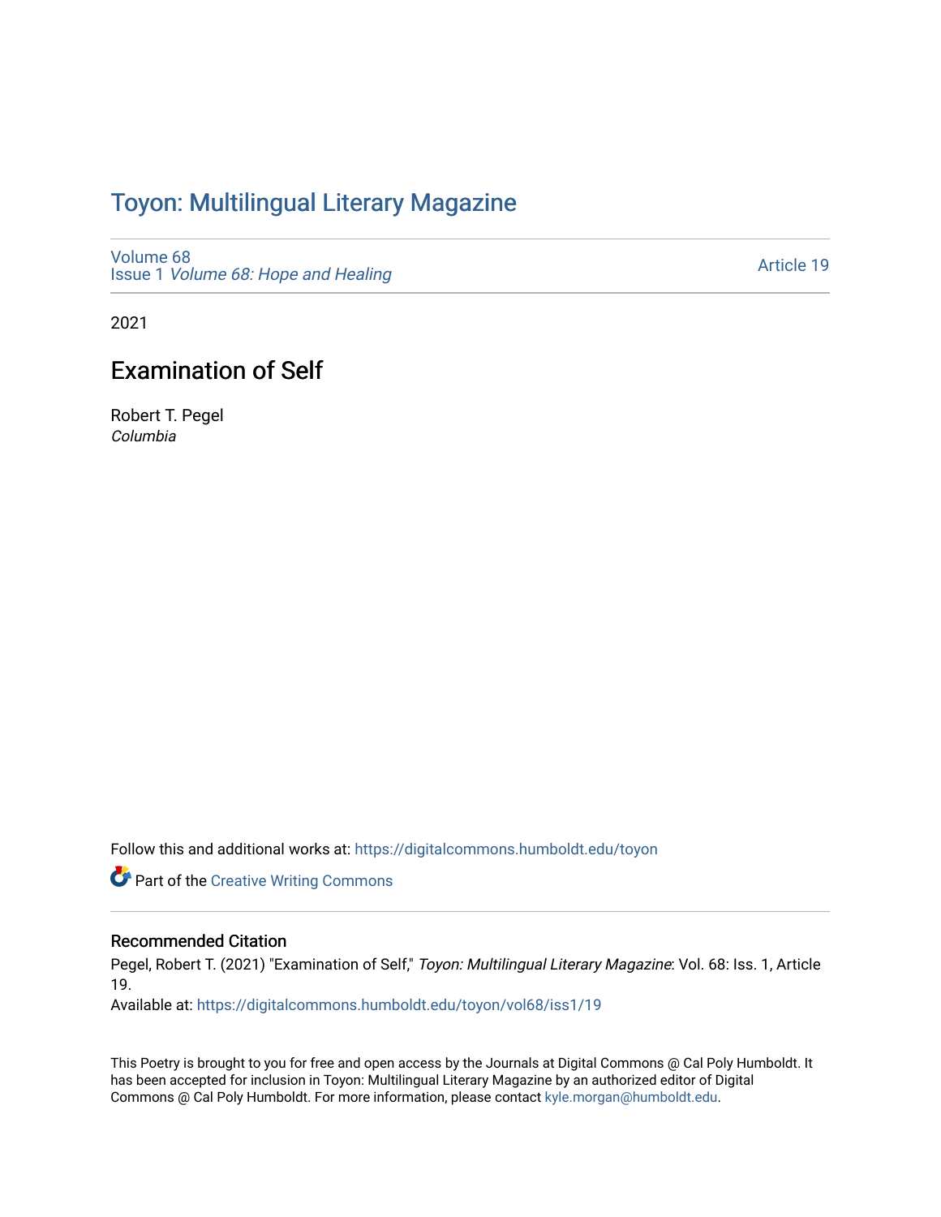# Toyon: Multilingual Literary Magazine

Volume 68
Issue 1 *Volume 68: Hope and Healing*

Article 19

2021

## Examination of Self

Robert T. Pegel
*Columbia*

Follow this and additional works at: https://digitalcommons.humboldt.edu/toyon

Part of the Creative Writing Commons

### Recommended Citation

Pegel, Robert T. (2021) "Examination of Self," *Toyon: Multilingual Literary Magazine*: Vol. 68: Iss. 1, Article 19.
Available at: https://digitalcommons.humboldt.edu/toyon/vol68/iss1/19

This Poetry is brought to you for free and open access by the Journals at Digital Commons @ Cal Poly Humboldt. It has been accepted for inclusion in Toyon: Multilingual Literary Magazine by an authorized editor of Digital Commons @ Cal Poly Humboldt. For more information, please contact kyle.morgan@humboldt.edu.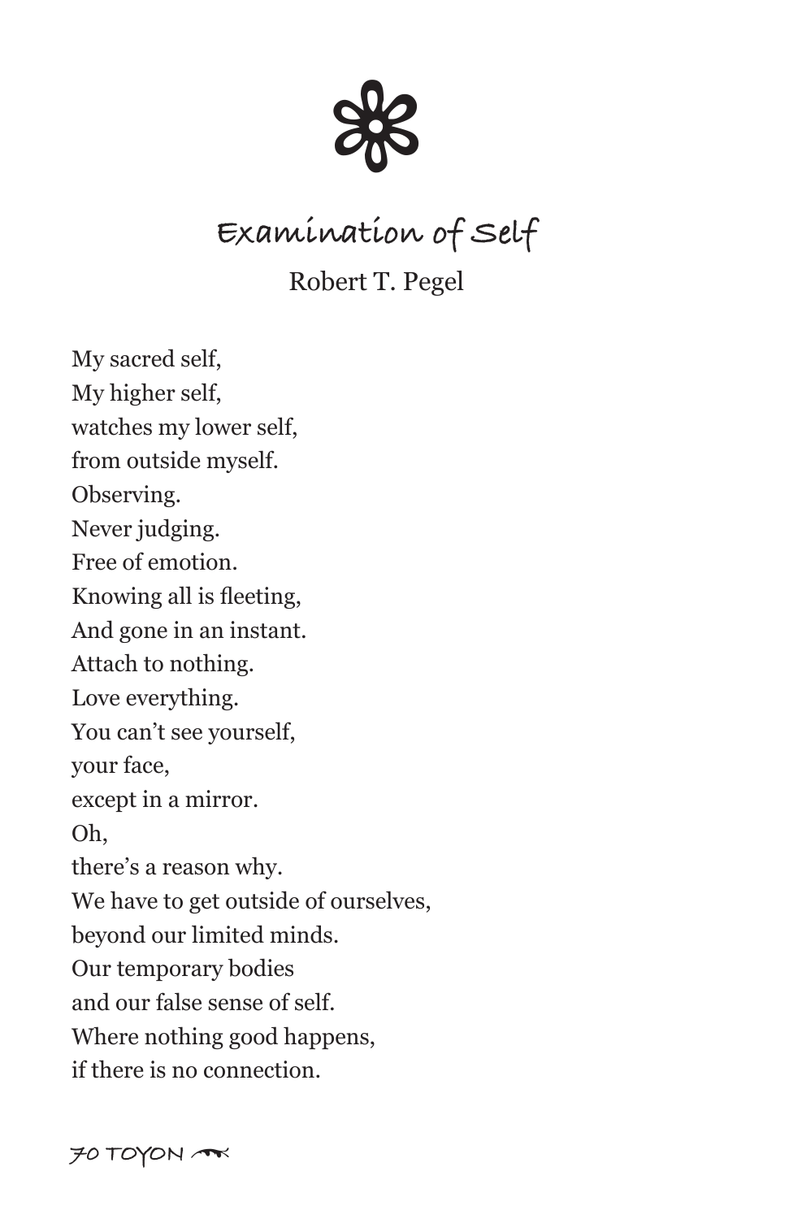# Examination of Self

Robert T. Pegel

My sacred self,  
My higher self,  
watches my lower self,  
from outside myself.  
Observing.  
Never judging.  
Free of emotion.  
Knowing all is fleeting,  
And gone in an instant.  
Attach to nothing.  
Love everything.  
You can't see yourself,  
your face,  
except in a mirror.  
Oh,  
there's a reason why.  
We have to get outside of ourselves,  
beyond our limited minds.  
Our temporary bodies  
and our false sense of self.  
Where nothing good happens,  
if there is no connection.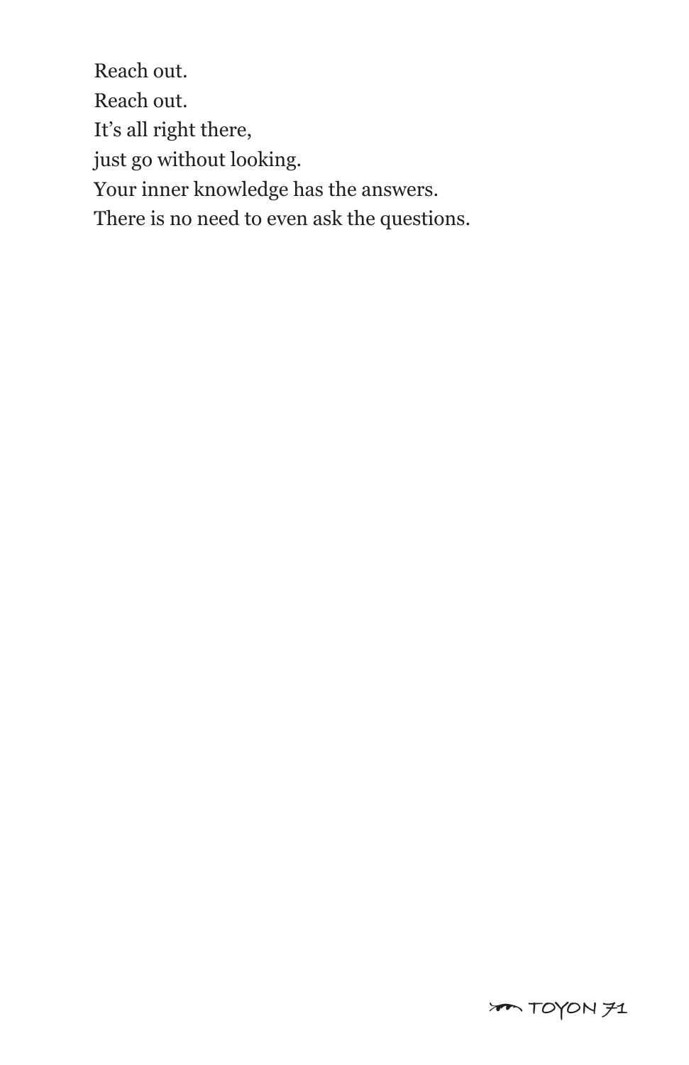Reach out.  
Reach out.  
It's all right there,  
just go without looking.  
Your inner knowledge has the answers.  
There is no need to even ask the questions.